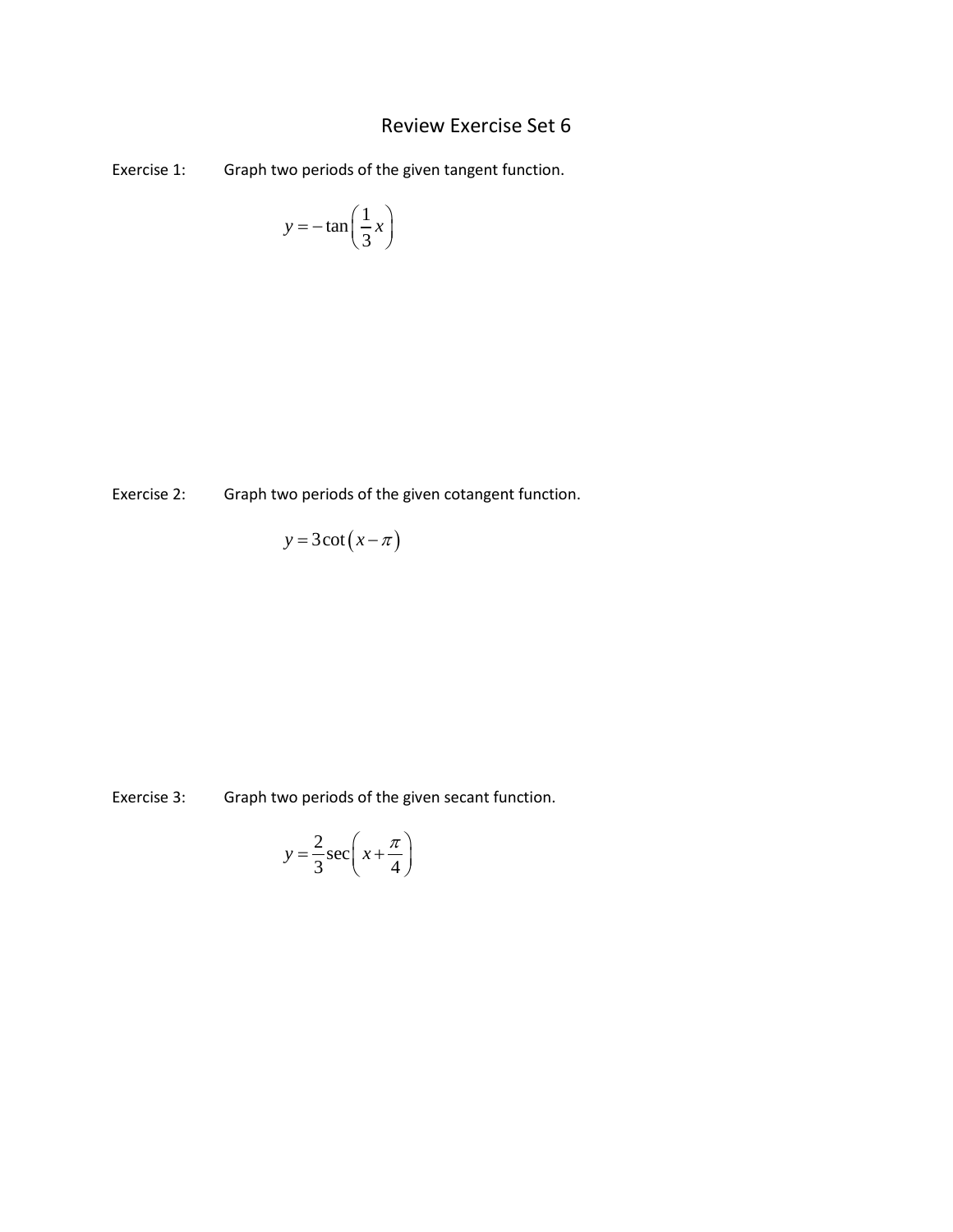# Review Exercise Set 6

Exercise 1: Graph two periods of the given tangent function.

$$y = -\tan\left(\frac{1}{3}x\right)$$

Exercise 2: Graph two periods of the given cotangent function.

$$y = 3\cot\left(x - \pi\right)$$

Exercise 3: Graph two periods of the given secant function.

$$y = \frac{2}{3}\sec\left(x + \frac{\pi}{4}\right)$$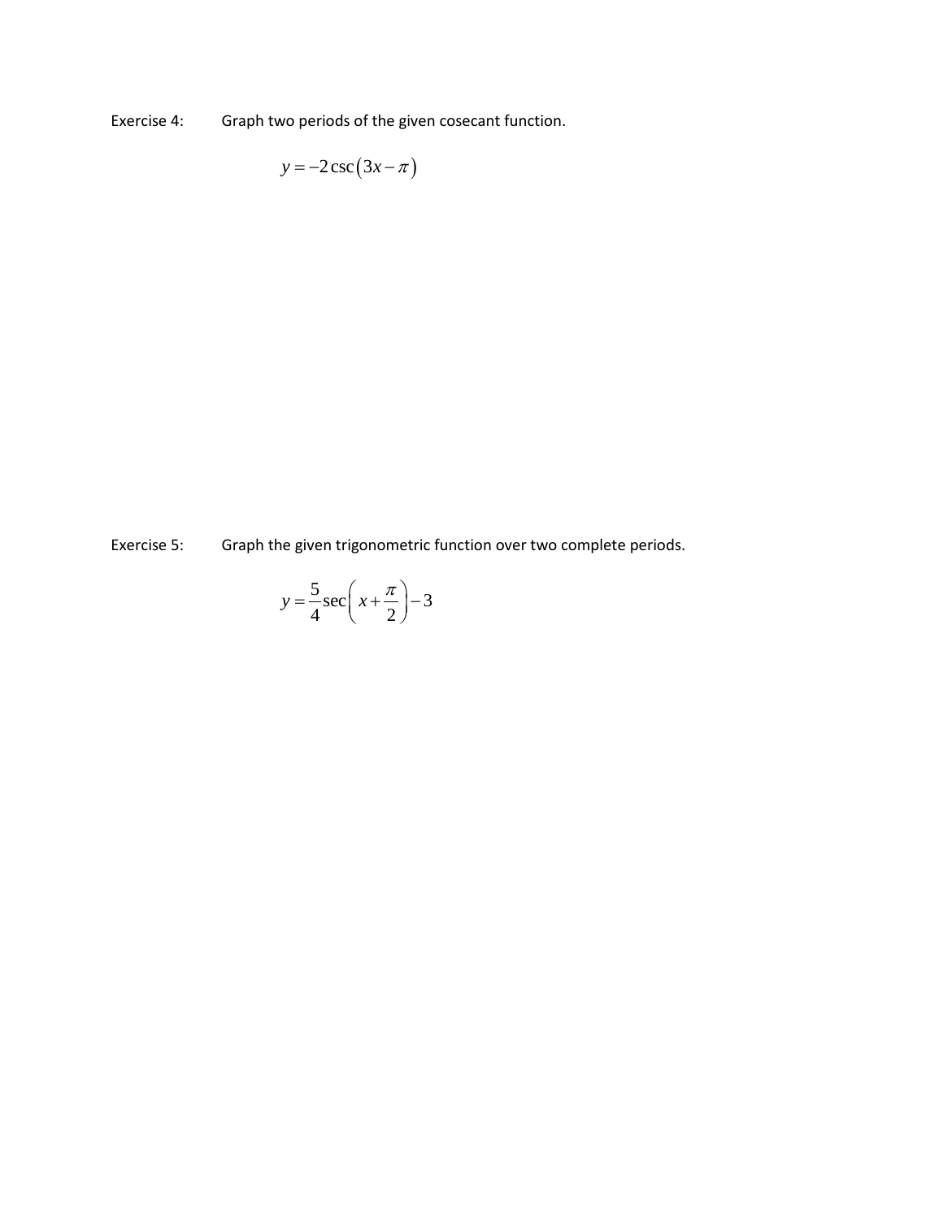Exercise 4: Graph two periods of the given cosecant function.

$$y = -2\csc(3x - \pi)$$

Exercise 5: Graph the given trigonometric function over two complete periods.

$$y = \frac{5}{4}\sec\left(x + \frac{\pi}{2}\right) - 3$$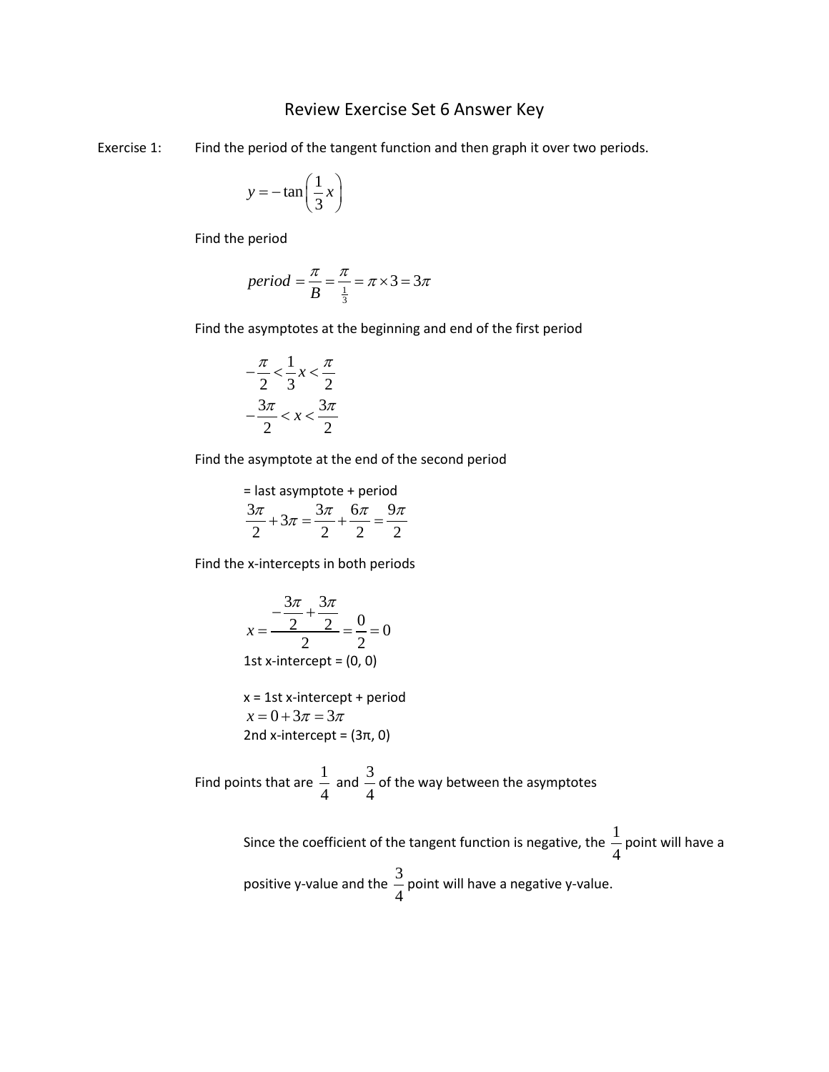# Review Exercise Set 6 Answer Key

Exercise 1: Find the period of the tangent function and then graph it over two periods.

$$y = -\tan\left(\frac{1}{3}x\right)$$

Find the period

$$period = \frac{\pi}{B} = \frac{\pi}{\frac{1}{3}} = \pi \times 3 = 3\pi$$

Find the asymptotes at the beginning and end of the first period

$$-\frac{\pi}{2} < \frac{1}{3}x < \frac{\pi}{2}$$

$$-\frac{3\pi}{2} < x < \frac{3\pi}{2}$$

Find the asymptote at the end of the second period

= last asymptote + period

$$\frac{3\pi}{2} + 3\pi = \frac{3\pi}{2} + \frac{6\pi}{2} = \frac{9\pi}{2}$$

Find the x-intercepts in both periods

$$x = \frac{-\frac{3\pi}{2} + \frac{3\pi}{2}}{2} = \frac{0}{2} = 0$$

1st x-intercept = (0, 0)

x = 1st x-intercept + period

$$x = 0 + 3\pi = 3\pi$$

2nd x-intercept = (3π, 0)

Find points that are $\frac{1}{4}$ and $\frac{3}{4}$ of the way between the asymptotes

Since the coefficient of the tangent function is negative, the $\frac{1}{4}$ point will have a positive y-value and the $\frac{3}{4}$ point will have a negative y-value.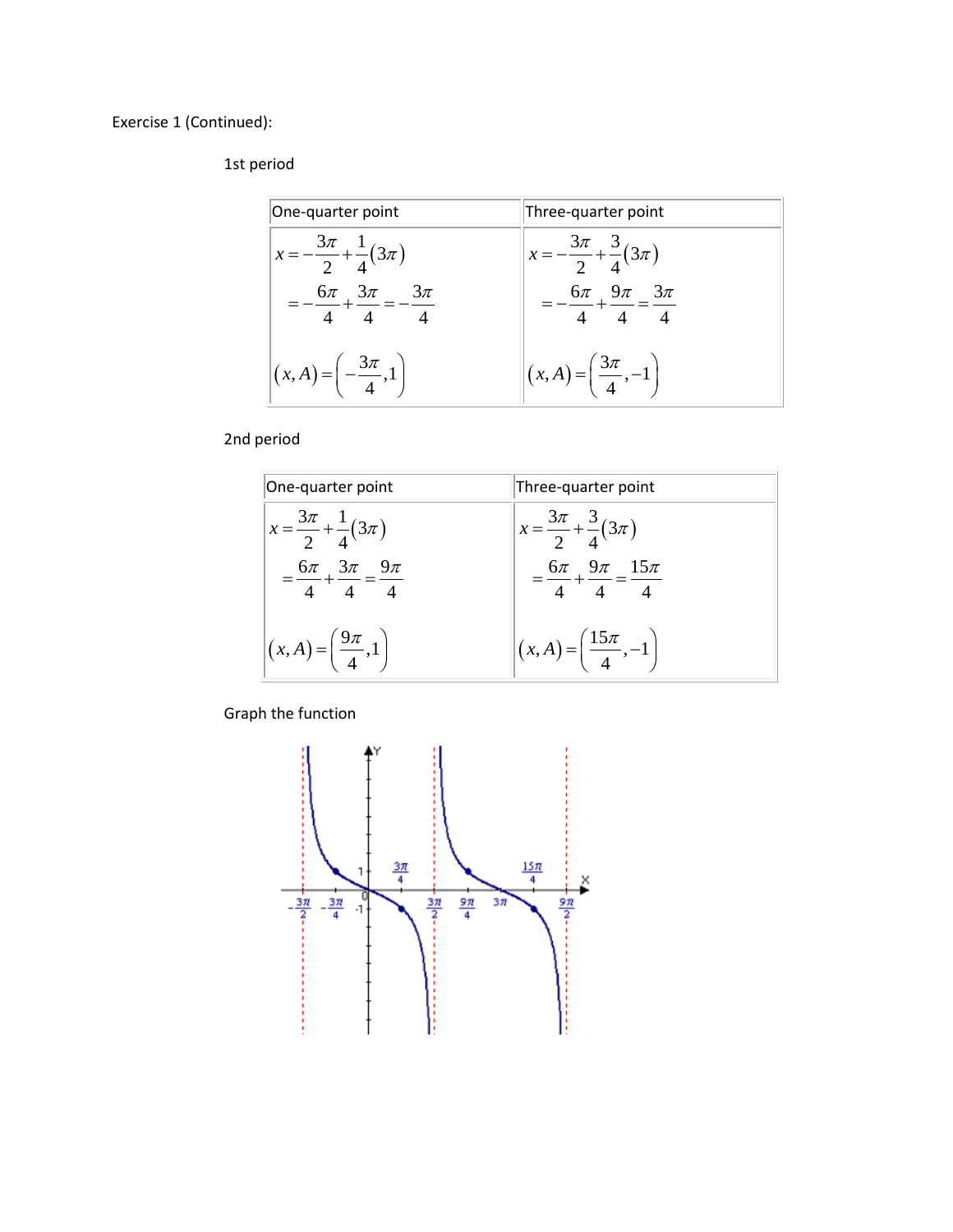Exercise 1 (Continued):

1st period

| One-quarter point | Three-quarter point |
| --- | --- |
| $x = -\frac{3\pi}{2} + \frac{1}{4}(3\pi)$ $= -\frac{6\pi}{4} + \frac{3\pi}{4} = -\frac{3\pi}{4}$ $(x, A) = \left(-\frac{3\pi}{4}, 1\right)$ | $x = -\frac{3\pi}{2} + \frac{3}{4}(3\pi)$ $= -\frac{6\pi}{4} + \frac{9\pi}{4} = \frac{3\pi}{4}$ $(x, A) = \left(\frac{3\pi}{4}, -1\right)$ |

2nd period

| One-quarter point | Three-quarter point |
| --- | --- |
| $x = \frac{3\pi}{2} + \frac{1}{4}(3\pi)$ $= \frac{6\pi}{4} + \frac{3\pi}{4} = \frac{9\pi}{4}$ $(x, A) = \left(\frac{9\pi}{4}, 1\right)$ | $x = \frac{3\pi}{2} + \frac{3}{4}(3\pi)$ $= \frac{6\pi}{4} + \frac{9\pi}{4} = \frac{15\pi}{4}$ $(x, A) = \left(\frac{15\pi}{4}, -1\right)$ |

Graph the function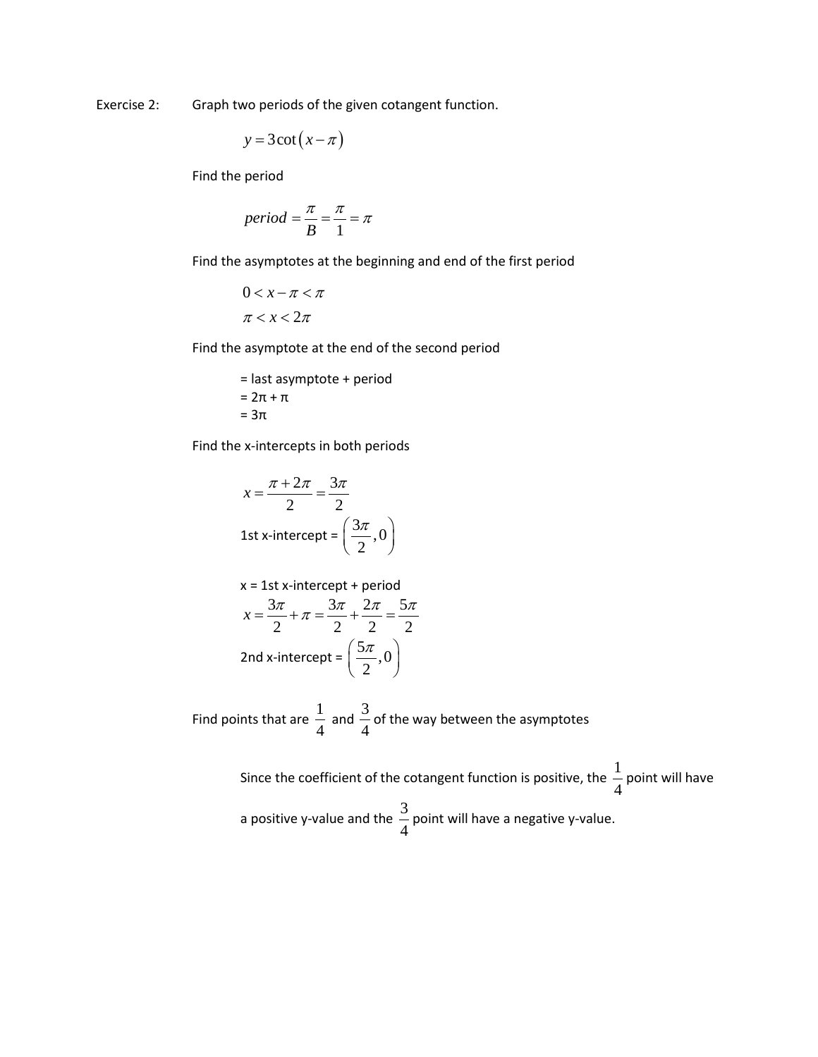Exercise 2: Graph two periods of the given cotangent function.

$$y = 3\cot\left(x - \pi\right)$$

Find the period

$$period = \frac{\pi}{B} = \frac{\pi}{1} = \pi$$

Find the asymptotes at the beginning and end of the first period

$$0 < x - \pi < \pi$$

$$\pi < x < 2\pi$$

Find the asymptote at the end of the second period

= last asymptote + period
= 2π + π
= 3π

Find the x-intercepts in both periods

$$x = \frac{\pi + 2\pi}{2} = \frac{3\pi}{2}$$

1st x-intercept = $\left(\frac{3\pi}{2}, 0\right)$

x = 1st x-intercept + period

$$x = \frac{3\pi}{2} + \pi = \frac{3\pi}{2} + \frac{2\pi}{2} = \frac{5\pi}{2}$$

2nd x-intercept = $\left(\frac{5\pi}{2}, 0\right)$

Find points that are $\frac{1}{4}$ and $\frac{3}{4}$ of the way between the asymptotes

Since the coefficient of the cotangent function is positive, the $\frac{1}{4}$ point will have a positive y-value and the $\frac{3}{4}$ point will have a negative y-value.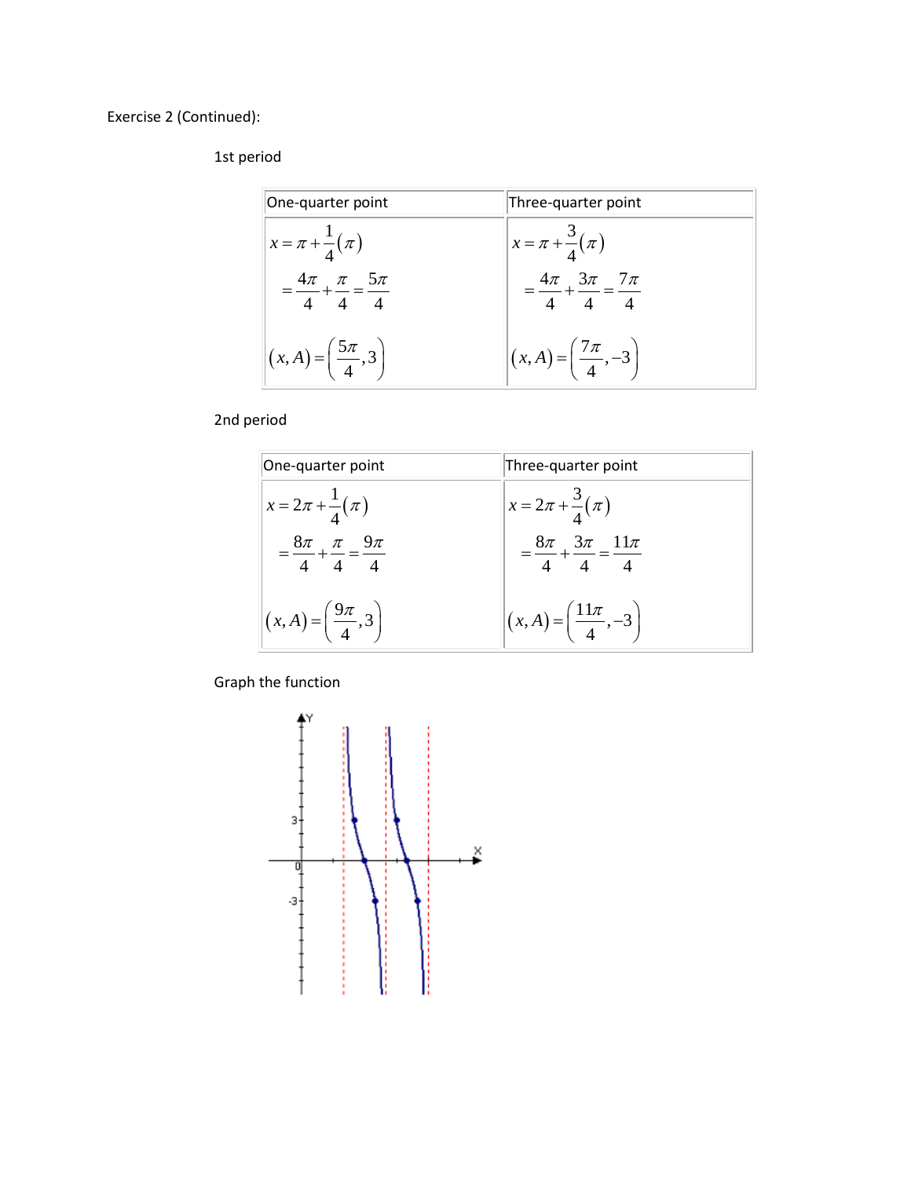Exercise 2 (Continued):

1st period

| One-quarter point | Three-quarter point |
|---|---|
| $x = \pi + \frac{1}{4}(\pi)$ <br> $= \frac{4\pi}{4} + \frac{\pi}{4} = \frac{5\pi}{4}$ <br> $(x, A) = \left(\frac{5\pi}{4}, 3\right)$ | $x = \pi + \frac{3}{4}(\pi)$ <br> $= \frac{4\pi}{4} + \frac{3\pi}{4} = \frac{7\pi}{4}$ <br> $(x, A) = \left(\frac{7\pi}{4}, -3\right)$ |

2nd period

| One-quarter point | Three-quarter point |
|---|---|
| $x = 2\pi + \frac{1}{4}(\pi)$ <br> $= \frac{8\pi}{4} + \frac{\pi}{4} = \frac{9\pi}{4}$ <br> $(x, A) = \left(\frac{9\pi}{4}, 3\right)$ | $x = 2\pi + \frac{3}{4}(\pi)$ <br> $= \frac{8\pi}{4} + \frac{3\pi}{4} = \frac{11\pi}{4}$ <br> $(x, A) = \left(\frac{11\pi}{4}, -3\right)$ |

Graph the function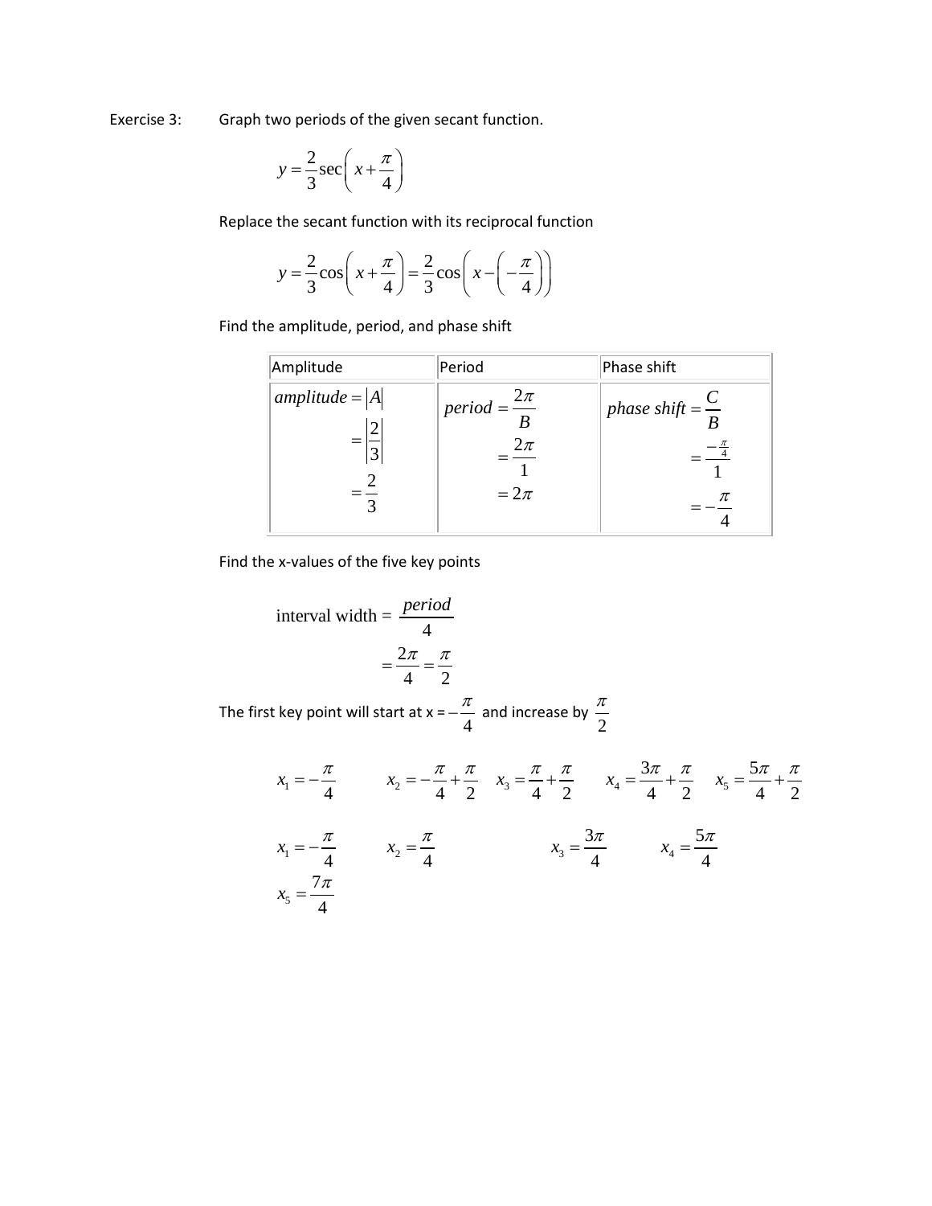Exercise 3: Graph two periods of the given secant function.

$$y = \frac{2}{3}\sec\left(x + \frac{\pi}{4}\right)$$

Replace the secant function with its reciprocal function

$$y = \frac{2}{3}\cos\left(x + \frac{\pi}{4}\right) = \frac{2}{3}\cos\left(x - \left(-\frac{\pi}{4}\right)\right)$$

Find the amplitude, period, and phase shift

| Amplitude | Period | Phase shift |
| --- | --- | --- |
| $amplitude = \lvert A \rvert = \left\lvert \frac{2}{3} \right\rvert = \frac{2}{3}$ | $period = \frac{2\pi}{B} = \frac{2\pi}{1} = 2\pi$ | $phase\ shift = \frac{C}{B} = \frac{-\frac{\pi}{4}}{1} = -\frac{\pi}{4}$ |

Find the x-values of the five key points

$$\text{interval width} = \frac{period}{4} = \frac{2\pi}{4} = \frac{\pi}{2}$$

The first key point will start at x = $-\frac{\pi}{4}$ and increase by $\frac{\pi}{2}$

$$x_1 = -\frac{\pi}{4} \qquad x_2 = -\frac{\pi}{4} + \frac{\pi}{2} \qquad x_3 = \frac{\pi}{4} + \frac{\pi}{2} \qquad x_4 = \frac{3\pi}{4} + \frac{\pi}{2} \qquad x_5 = \frac{5\pi}{4} + \frac{\pi}{2}$$

$$x_1 = -\frac{\pi}{4} \qquad x_2 = \frac{\pi}{4} \qquad x_3 = \frac{3\pi}{4} \qquad x_4 = \frac{5\pi}{4}$$

$$x_5 = \frac{7\pi}{4}$$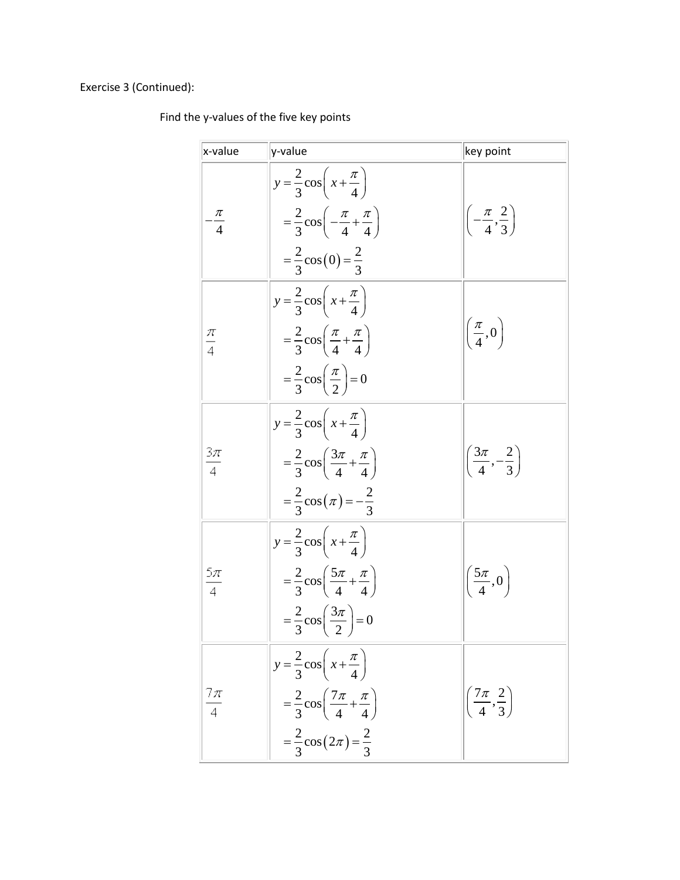Exercise 3 (Continued):

Find the y-values of the five key points

| x-value | y-value | key point |
|---|---|---|
| $-\frac{\pi}{4}$ | $y=\frac{2}{3}\cos\left(x+\frac{\pi}{4}\right)$ $=\frac{2}{3}\cos\left(-\frac{\pi}{4}+\frac{\pi}{4}\right)$ $=\frac{2}{3}\cos(0)=\frac{2}{3}$ | $\left(-\frac{\pi}{4},\frac{2}{3}\right)$ |
| $\frac{\pi}{4}$ | $y=\frac{2}{3}\cos\left(x+\frac{\pi}{4}\right)$ $=\frac{2}{3}\cos\left(\frac{\pi}{4}+\frac{\pi}{4}\right)$ $=\frac{2}{3}\cos\left(\frac{\pi}{2}\right)=0$ | $\left(\frac{\pi}{4},0\right)$ |
| $\frac{3\pi}{4}$ | $y=\frac{2}{3}\cos\left(x+\frac{\pi}{4}\right)$ $=\frac{2}{3}\cos\left(\frac{3\pi}{4}+\frac{\pi}{4}\right)$ $=\frac{2}{3}\cos(\pi)=-\frac{2}{3}$ | $\left(\frac{3\pi}{4},-\frac{2}{3}\right)$ |
| $\frac{5\pi}{4}$ | $y=\frac{2}{3}\cos\left(x+\frac{\pi}{4}\right)$ $=\frac{2}{3}\cos\left(\frac{5\pi}{4}+\frac{\pi}{4}\right)$ $=\frac{2}{3}\cos\left(\frac{3\pi}{2}\right)=0$ | $\left(\frac{5\pi}{4},0\right)$ |
| $\frac{7\pi}{4}$ | $y=\frac{2}{3}\cos\left(x+\frac{\pi}{4}\right)$ $=\frac{2}{3}\cos\left(\frac{7\pi}{4}+\frac{\pi}{4}\right)$ $=\frac{2}{3}\cos(2\pi)=\frac{2}{3}$ | $\left(\frac{7\pi}{4},\frac{2}{3}\right)$ |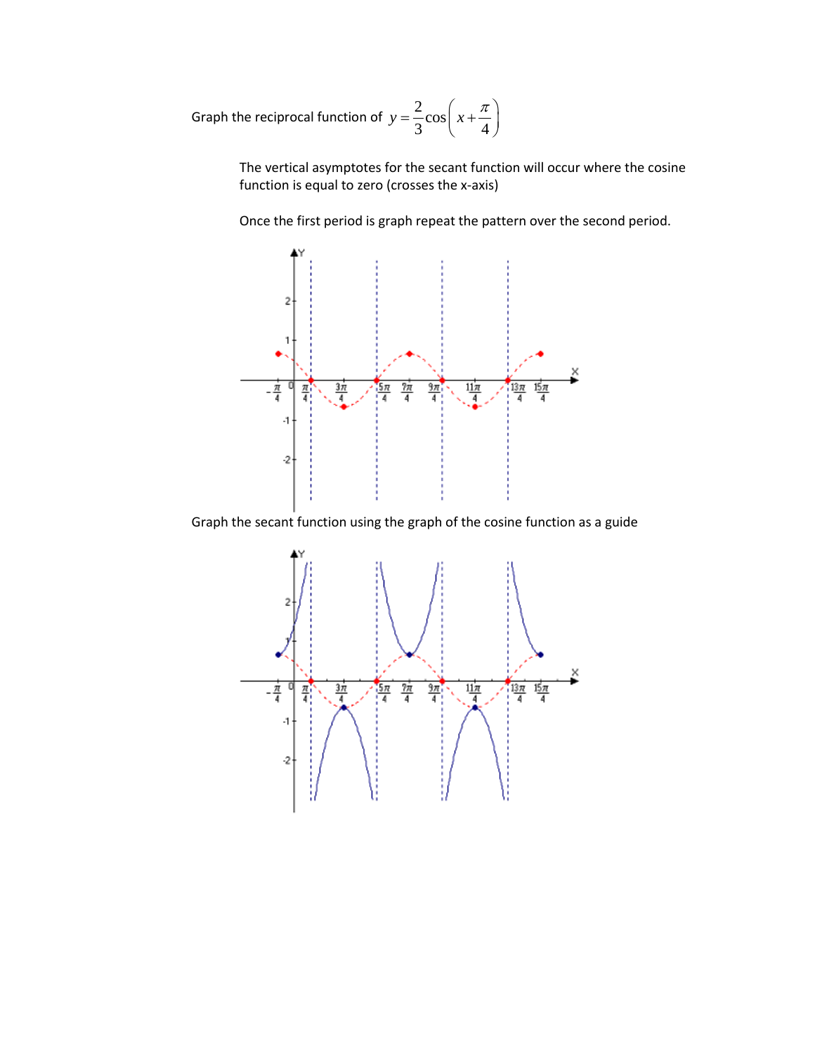Graph the reciprocal function of $y = \frac{2}{3}\cos\left(x + \frac{\pi}{4}\right)$

The vertical asymptotes for the secant function will occur where the cosine function is equal to zero (crosses the x-axis)

Once the first period is graph repeat the pattern over the second period.

Graph the secant function using the graph of the cosine function as a guide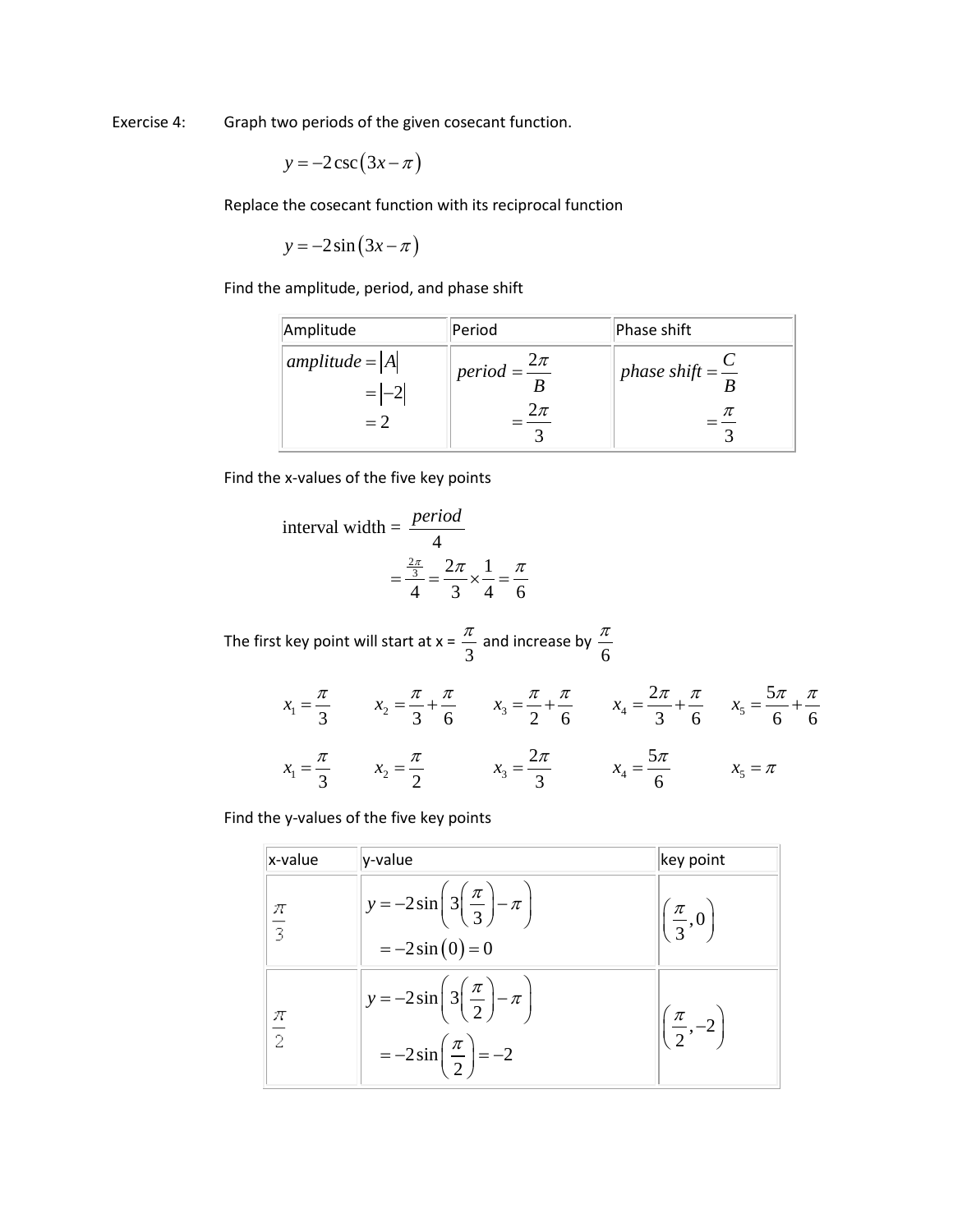Exercise 4: Graph two periods of the given cosecant function.

$$y = -2\csc(3x - \pi)$$

Replace the cosecant function with its reciprocal function

$$y = -2\sin(3x - \pi)$$

Find the amplitude, period, and phase shift

| Amplitude | Period | Phase shift |
| --- | --- | --- |
| $\begin{aligned} amplitude &= \lvert A \rvert \\ &= \lvert -2 \rvert \\ &= 2 \end{aligned}$ | $\begin{aligned} period &= \frac{2\pi}{B} \\ &= \frac{2\pi}{3} \end{aligned}$ | $\begin{aligned} phase\ shift &= \frac{C}{B} \\ &= \frac{\pi}{3} \end{aligned}$ |

Find the x-values of the five key points

$$\text{interval width} = \frac{period}{4}$$

$$= \frac{\frac{2\pi}{3}}{4} = \frac{2\pi}{3} \times \frac{1}{4} = \frac{\pi}{6}$$

The first key point will start at x = $\frac{\pi}{3}$ and increase by $\frac{\pi}{6}$

$$x_1 = \frac{\pi}{3} \qquad x_2 = \frac{\pi}{3} + \frac{\pi}{6} \qquad x_3 = \frac{\pi}{2} + \frac{\pi}{6} \qquad x_4 = \frac{2\pi}{3} + \frac{\pi}{6} \qquad x_5 = \frac{5\pi}{6} + \frac{\pi}{6}$$

$$x_1 = \frac{\pi}{3} \qquad x_2 = \frac{\pi}{2} \qquad x_3 = \frac{2\pi}{3} \qquad x_4 = \frac{5\pi}{6} \qquad x_5 = \pi$$

Find the y-values of the five key points

| x-value | y-value | key point |
| --- | --- | --- |
| $\frac{\pi}{3}$ | $\begin{aligned} y &= -2\sin\left(3\left(\frac{\pi}{3}\right) - \pi\right) \\ &= -2\sin(0) = 0 \end{aligned}$ | $\left(\frac{\pi}{3}, 0\right)$ |
| $\frac{\pi}{2}$ | $\begin{aligned} y &= -2\sin\left(3\left(\frac{\pi}{2}\right) - \pi\right) \\ &= -2\sin\left(\frac{\pi}{2}\right) = -2 \end{aligned}$ | $\left(\frac{\pi}{2}, -2\right)$ |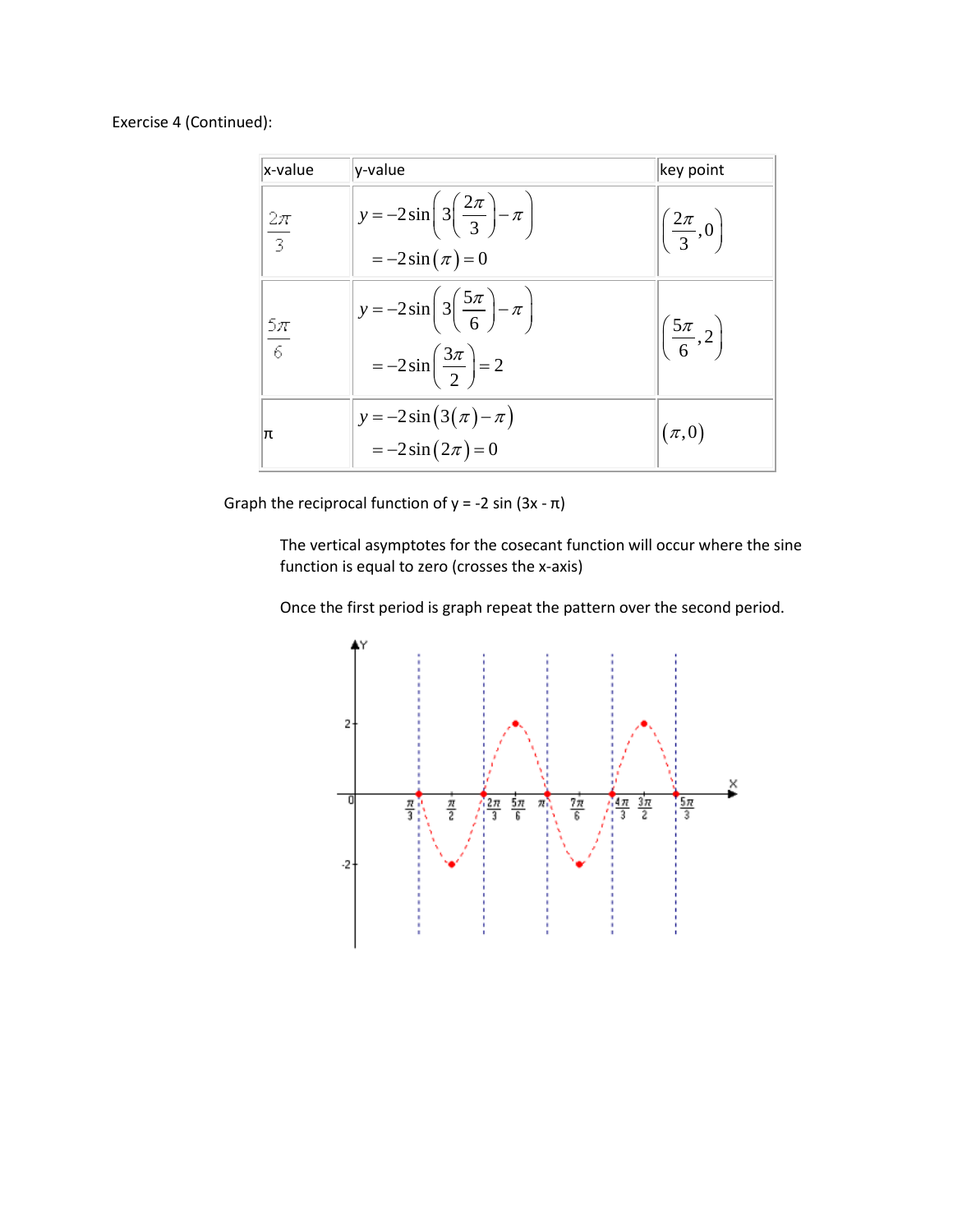Exercise 4 (Continued):

| x-value | y-value | key point |
|---|---|---|
| $\frac{2\pi}{3}$ | $y = -2\sin\left(3\left(\frac{2\pi}{3}\right) - \pi\right)$ <br> $= -2\sin(\pi) = 0$ | $\left(\frac{2\pi}{3}, 0\right)$ |
| $\frac{5\pi}{6}$ | $y = -2\sin\left(3\left(\frac{5\pi}{6}\right) - \pi\right)$ <br> $= -2\sin\left(\frac{3\pi}{2}\right) = 2$ | $\left(\frac{5\pi}{6}, 2\right)$ |
| π | $y = -2\sin(3(\pi) - \pi)$ <br> $= -2\sin(2\pi) = 0$ | $(\pi, 0)$ |

Graph the reciprocal function of y = -2 sin (3x - π)

The vertical asymptotes for the cosecant function will occur where the sine function is equal to zero (crosses the x-axis)

Once the first period is graph repeat the pattern over the second period.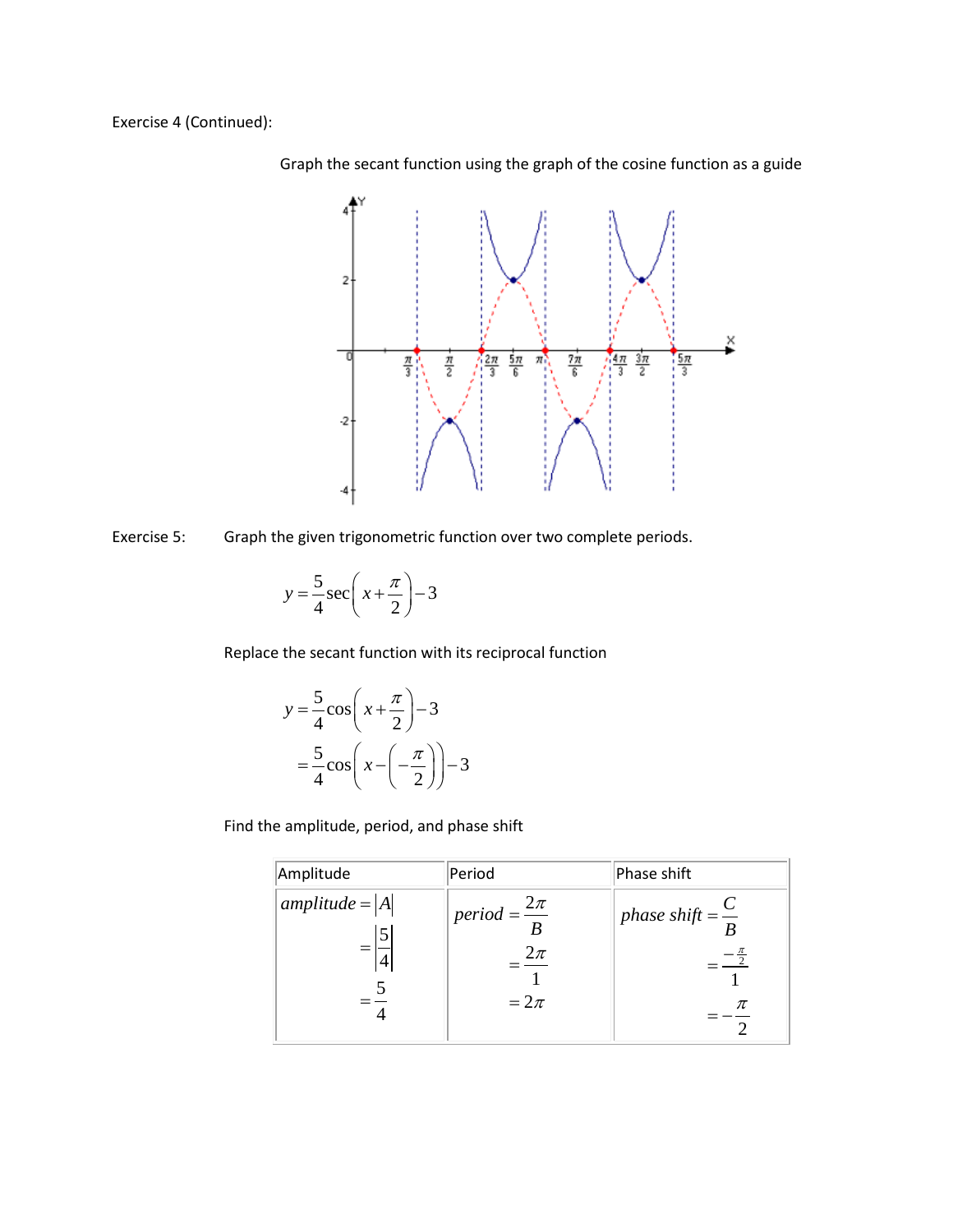Exercise 4 (Continued):

Graph the secant function using the graph of the cosine function as a guide

Exercise 5: Graph the given trigonometric function over two complete periods.

$$y = \frac{5}{4}\sec\left(x + \frac{\pi}{2}\right) - 3$$

Replace the secant function with its reciprocal function

$$y = \frac{5}{4}\cos\left(x + \frac{\pi}{2}\right) - 3$$

$$= \frac{5}{4}\cos\left(x - \left(-\frac{\pi}{2}\right)\right) - 3$$

Find the amplitude, period, and phase shift

| Amplitude | Period | Phase shift |
|---|---|---|
| $amplitude = \lvert A \rvert$ $= \left\lvert \frac{5}{4} \right\rvert$ $= \frac{5}{4}$ | $period = \frac{2\pi}{B}$ $= \frac{2\pi}{1}$ $= 2\pi$ | $phase\ shift = \frac{C}{B}$ $= \frac{-\frac{\pi}{2}}{1}$ $= -\frac{\pi}{2}$ |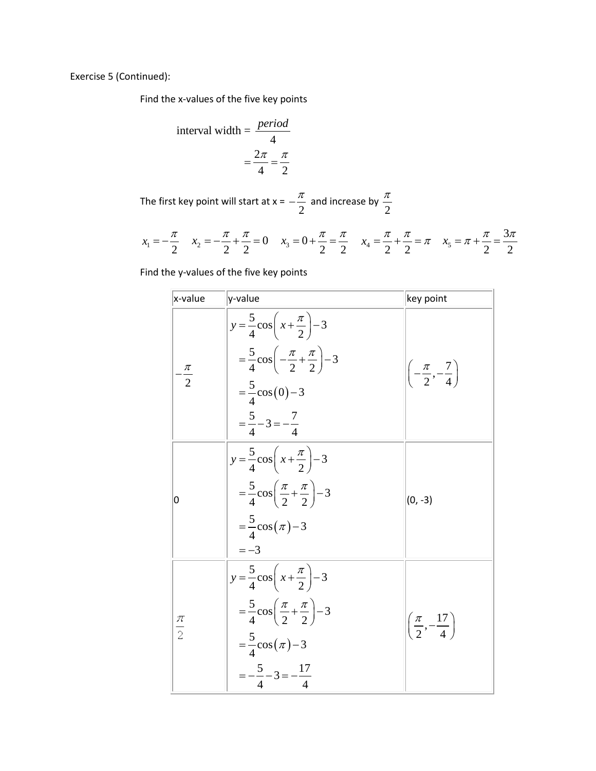Exercise 5 (Continued):

Find the x-values of the five key points

$$\text{interval width} = \frac{period}{4}$$
$$= \frac{2\pi}{4} = \frac{\pi}{2}$$

The first key point will start at x = $-\frac{\pi}{2}$ and increase by $\frac{\pi}{2}$

$x_1 = -\frac{\pi}{2}$ $\quad x_2 = -\frac{\pi}{2} + \frac{\pi}{2} = 0$ $\quad x_3 = 0 + \frac{\pi}{2} = \frac{\pi}{2}$ $\quad x_4 = \frac{\pi}{2} + \frac{\pi}{2} = \pi$ $\quad x_5 = \pi + \frac{\pi}{2} = \frac{3\pi}{2}$

Find the y-values of the five key points

| x-value | y-value | key point |
|---|---|---|
| $-\frac{\pi}{2}$ | $y = \frac{5}{4}\cos\left(x + \frac{\pi}{2}\right) - 3$ <br> $= \frac{5}{4}\cos\left(-\frac{\pi}{2} + \frac{\pi}{2}\right) - 3$ <br> $= \frac{5}{4}\cos(0) - 3$ <br> $= \frac{5}{4} - 3 = -\frac{7}{4}$ | $\left(-\frac{\pi}{2}, -\frac{7}{4}\right)$ |
| 0 | $y = \frac{5}{4}\cos\left(x + \frac{\pi}{2}\right) - 3$ <br> $= \frac{5}{4}\cos\left(\frac{\pi}{2} + \frac{\pi}{2}\right) - 3$ <br> $= \frac{5}{4}\cos(\pi) - 3$ <br> $= -3$ | (0, -3) |
| $\frac{\pi}{2}$ | $y = \frac{5}{4}\cos\left(x + \frac{\pi}{2}\right) - 3$ <br> $= \frac{5}{4}\cos\left(\frac{\pi}{2} + \frac{\pi}{2}\right) - 3$ <br> $= \frac{5}{4}\cos(\pi) - 3$ <br> $= -\frac{5}{4} - 3 = -\frac{17}{4}$ | $\left(\frac{\pi}{2}, -\frac{17}{4}\right)$ |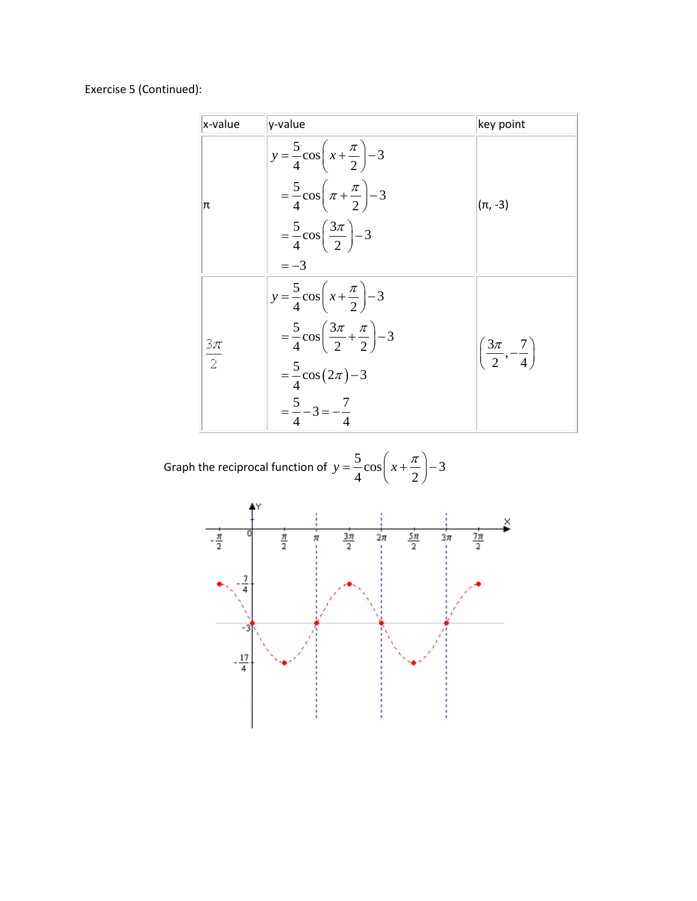Exercise 5 (Continued):

| x-value | y-value | key point |
|---|---|---|
| π | $y=\frac{5}{4}\cos\left(x+\frac{\pi}{2}\right)-3$ <br> $=\frac{5}{4}\cos\left(\pi+\frac{\pi}{2}\right)-3$ <br> $=\frac{5}{4}\cos\left(\frac{3\pi}{2}\right)-3$ <br> $=-3$ | (π, -3) |
| $\frac{3\pi}{2}$ | $y=\frac{5}{4}\cos\left(x+\frac{\pi}{2}\right)-3$ <br> $=\frac{5}{4}\cos\left(\frac{3\pi}{2}+\frac{\pi}{2}\right)-3$ <br> $=\frac{5}{4}\cos(2\pi)-3$ <br> $=\frac{5}{4}-3=-\frac{7}{4}$ | $\left(\frac{3\pi}{2},-\frac{7}{4}\right)$ |

Graph the reciprocal function of $y=\frac{5}{4}\cos\left(x+\frac{\pi}{2}\right)-3$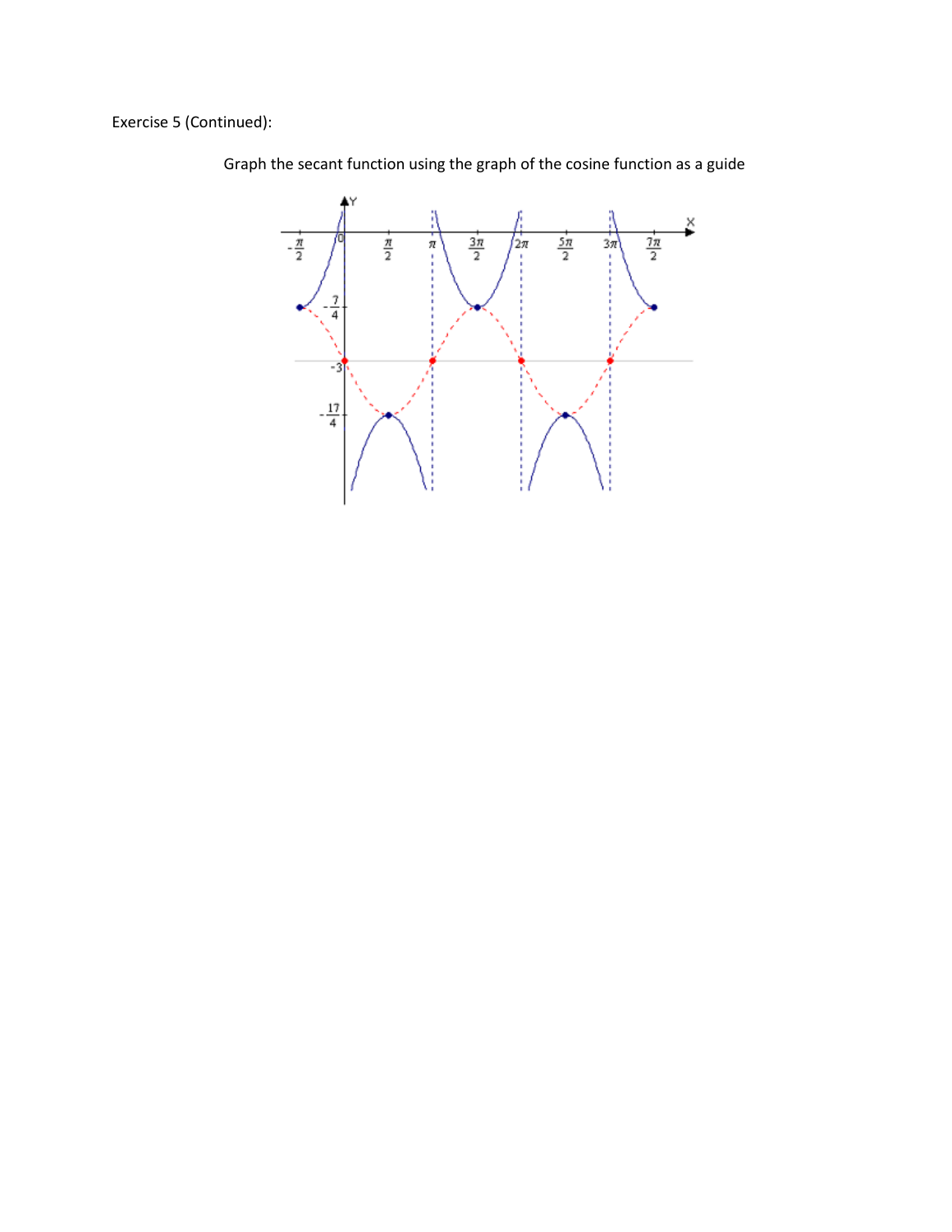Exercise 5 (Continued):

Graph the secant function using the graph of the cosine function as a guide

Y

X

$-\frac{\pi}{2}$

0

$\frac{\pi}{2}$

$\pi$

$\frac{3\pi}{2}$

$2\pi$

$\frac{5\pi}{2}$

$3\pi$

$\frac{7\pi}{2}$

$-\frac{7}{4}$

$-3$

$-\frac{17}{4}$